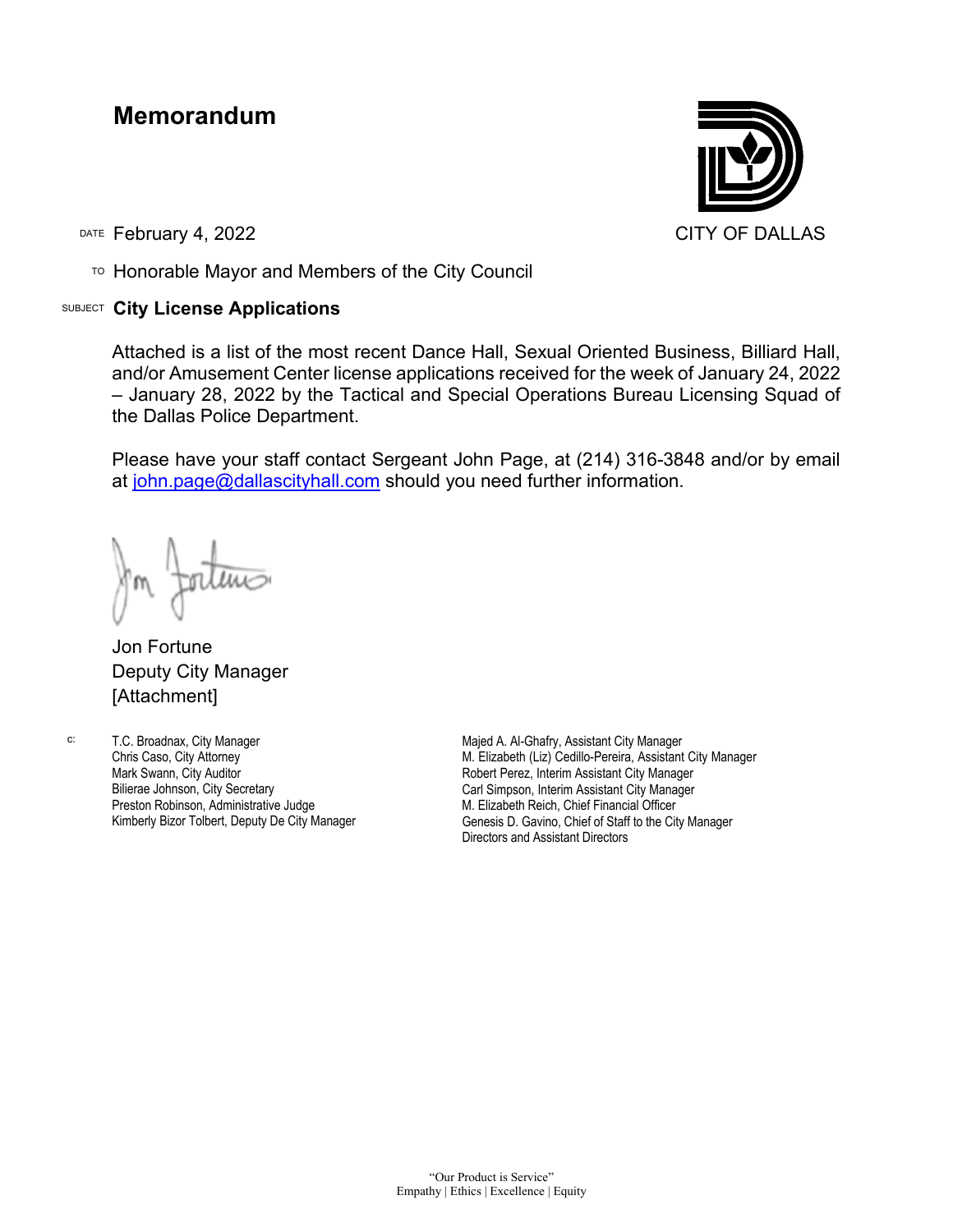# Memorandum

CITY OF DALLAS

DATE February 4, 2022

TO Honorable Mayor and Members of the City Council

SUBJECT **City License Applications**

Attached is a list of the most recent Dance Hall, Sexual Oriented Business, Billiard Hall, and/or Amusement Center license applications received for the week of January 24, 2022 – January 28, 2022 by the Tactical and Special Operations Bureau Licensing Squad of the Dallas Police Department.

Please have your staff contact Sergeant John Page, at (214) 316-3848 and/or by email at john.page@dallascityhall.com should you need further information.

Jon Fortune
Deputy City Manager
[Attachment]

c:
T.C. Broadnax, City Manager
Chris Caso, City Attorney
Mark Swann, City Auditor
Bilierae Johnson, City Secretary
Preston Robinson, Administrative Judge
Kimberly Bizor Tolbert, Deputy De City Manager
Majed A. Al-Ghafry, Assistant City Manager
M. Elizabeth (Liz) Cedillo-Pereira, Assistant City Manager
Robert Perez, Interim Assistant City Manager
Carl Simpson, Interim Assistant City Manager
M. Elizabeth Reich, Chief Financial Officer
Genesis D. Gavino, Chief of Staff to the City Manager
Directors and Assistant Directors

"Our Product is Service"
Empathy | Ethics | Excellence | Equity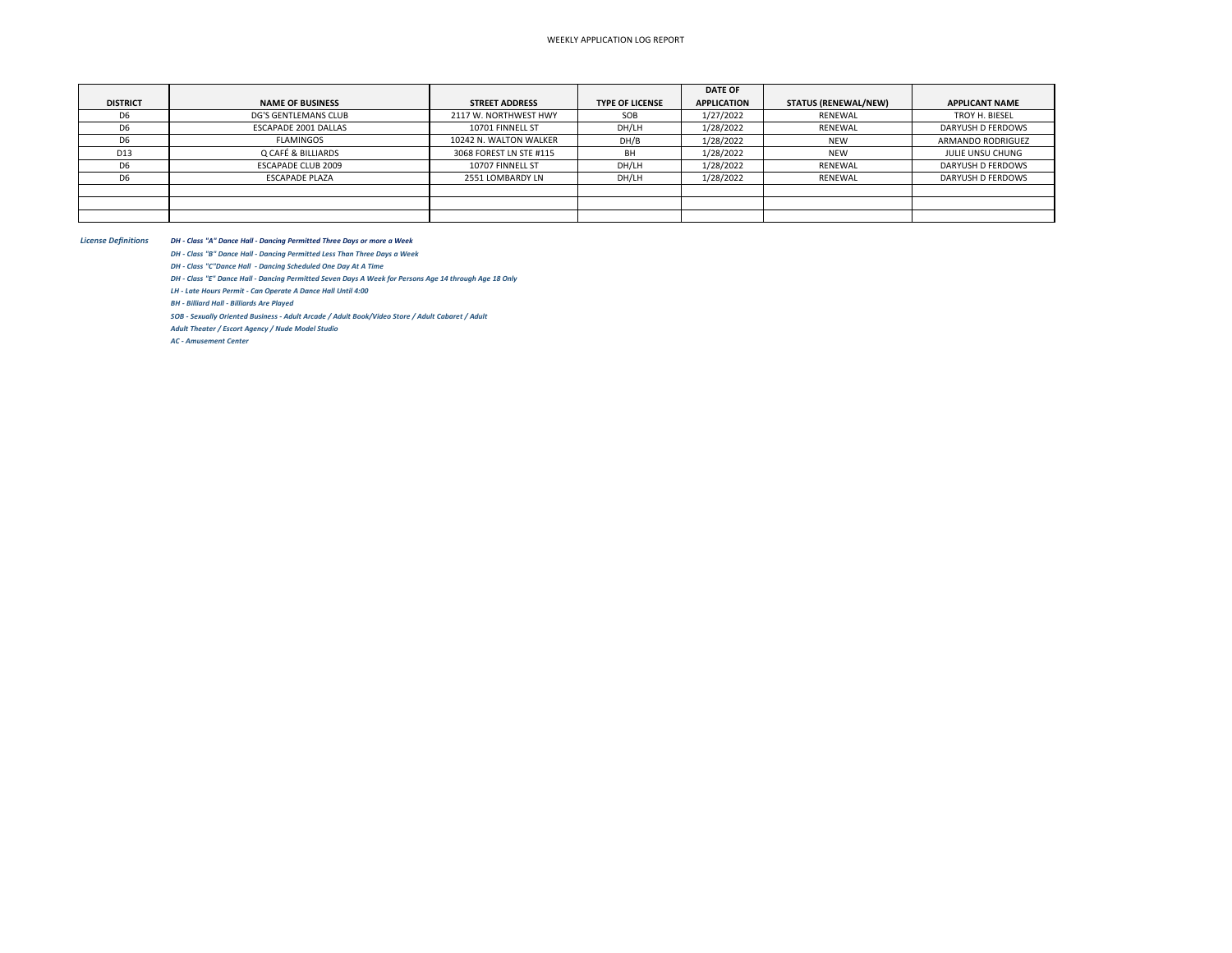WEEKLY APPLICATION LOG REPORT

| DISTRICT | NAME OF BUSINESS | STREET ADDRESS | TYPE OF LICENSE | DATE OF APPLICATION | STATUS (RENEWAL/NEW) | APPLICANT NAME |
|---|---|---|---|---|---|---|
| D6 | DG'S GENTLEMANS CLUB | 2117 W. NORTHWEST HWY | SOB | 1/27/2022 | RENEWAL | TROY H. BIESEL |
| D6 | ESCAPADE 2001 DALLAS | 10701 FINNELL ST | DH/LH | 1/28/2022 | RENEWAL | DARYUSH D FERDOWS |
| D6 | FLAMINGOS | 10242 N. WALTON WALKER | DH/B | 1/28/2022 | NEW | ARMANDO RODRIGUEZ |
| D13 | Q CAFÉ & BILLIARDS | 3068 FOREST LN STE #115 | BH | 1/28/2022 | NEW | JULIE UNSU CHUNG |
| D6 | ESCAPADE CLUB 2009 | 10707 FINNELL ST | DH/LH | 1/28/2022 | RENEWAL | DARYUSH D FERDOWS |
| D6 | ESCAPADE PLAZA | 2551 LOMBARDY LN | DH/LH | 1/28/2022 | RENEWAL | DARYUSH D FERDOWS |
| | | | | | | |
| | | | | | | |
| | | | | | | |

*License Definitions*

*DH - Class "A" Dance Hall - Dancing Permitted Three Days or more a Week*

*DH - Class "B" Dance Hall - Dancing Permitted Less Than Three Days a Week*

*DH - Class "C"Dance Hall - Dancing Scheduled One Day At A Time*

*DH - Class "E" Dance Hall - Dancing Permitted Seven Days A Week for Persons Age 14 through Age 18 Only*

*LH - Late Hours Permit - Can Operate A Dance Hall Until 4:00*

*BH - Billiard Hall - Billiards Are Played*

*SOB - Sexually Oriented Business - Adult Arcade / Adult Book/Video Store / Adult Cabaret / Adult Adult Theater / Escort Agency / Nude Model Studio*

*AC - Amusement Center*